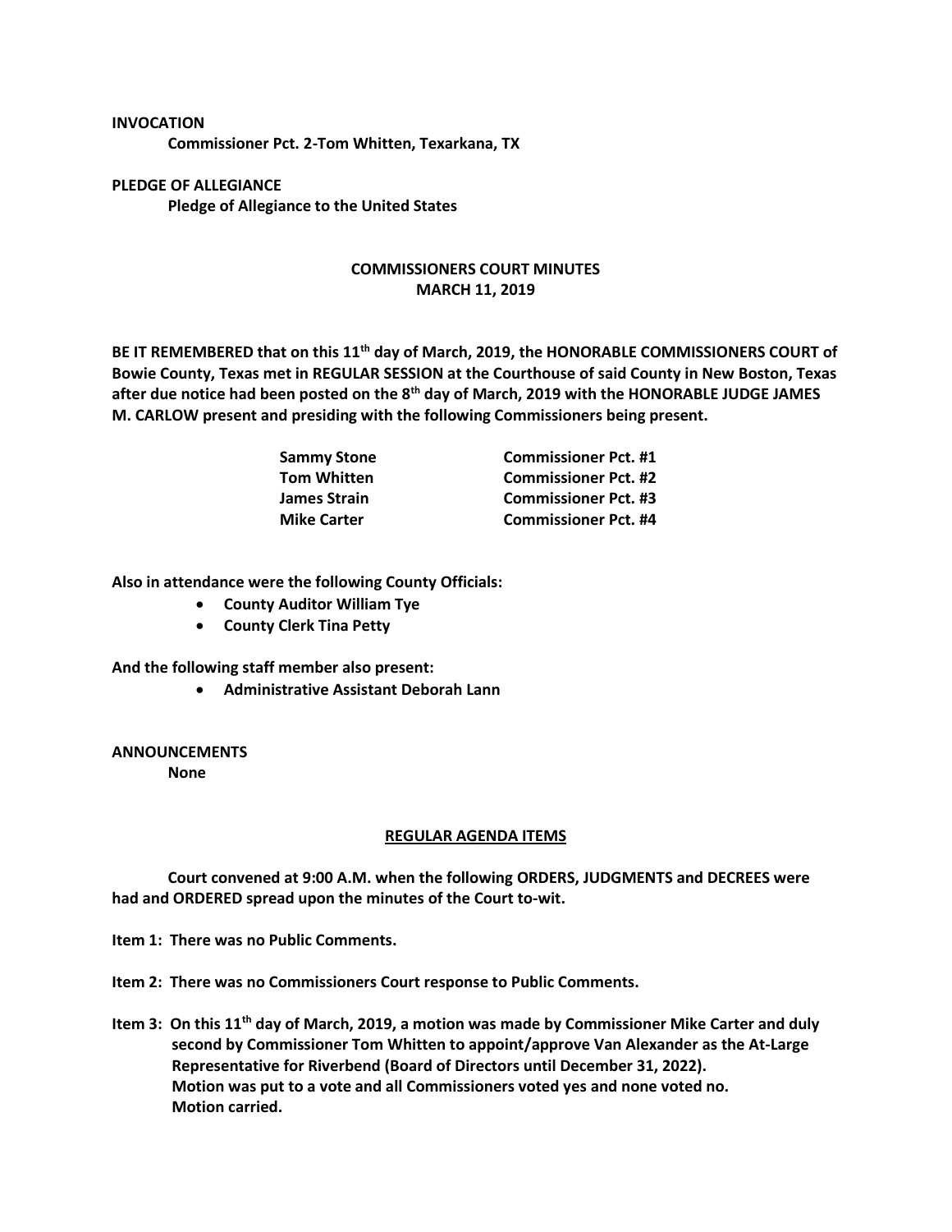**INVOCATION**

**Commissioner Pct. 2-Tom Whitten, Texarkana, TX**

**PLEDGE OF ALLEGIANCE**

**Pledge of Allegiance to the United States**

## COMMISSIONERS COURT MINUTES
## MARCH 11, 2019

**BE IT REMEMBERED that on this 11th day of March, 2019, the HONORABLE COMMISSIONERS COURT of Bowie County, Texas met in REGULAR SESSION at the Courthouse of said County in New Boston, Texas after due notice had been posted on the 8th day of March, 2019 with the HONORABLE JUDGE JAMES M. CARLOW present and presiding with the following Commissioners being present.**

| | |
|---|---|
| **Sammy Stone** | **Commissioner Pct. #1** |
| **Tom Whitten** | **Commissioner Pct. #2** |
| **James Strain** | **Commissioner Pct. #3** |
| **Mike Carter** | **Commissioner Pct. #4** |

**Also in attendance were the following County Officials:**

- **County Auditor William Tye**
- **County Clerk Tina Petty**

**And the following staff member also present:**

- **Administrative Assistant Deborah Lann**

**ANNOUNCEMENTS**

**None**

## REGULAR AGENDA ITEMS

**Court convened at 9:00 A.M. when the following ORDERS, JUDGMENTS and DECREES were had and ORDERED spread upon the minutes of the Court to-wit.**

**Item 1: There was no Public Comments.**

**Item 2: There was no Commissioners Court response to Public Comments.**

**Item 3: On this 11th day of March, 2019, a motion was made by Commissioner Mike Carter and duly second by Commissioner Tom Whitten to appoint/approve Van Alexander as the At-Large Representative for Riverbend (Board of Directors until December 31, 2022). Motion was put to a vote and all Commissioners voted yes and none voted no. Motion carried.**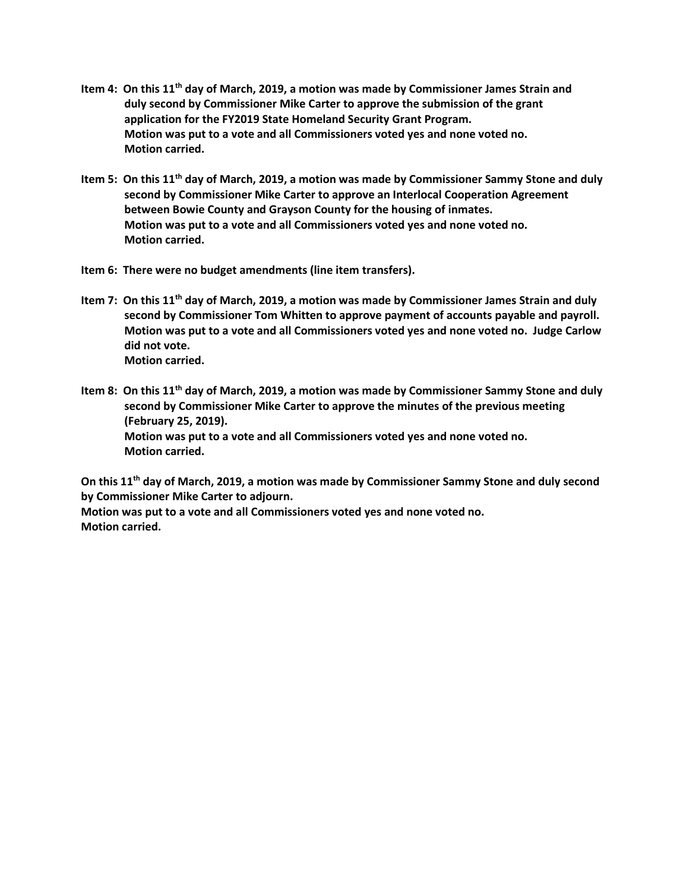**Item 4: On this 11th day of March, 2019, a motion was made by Commissioner James Strain and duly second by Commissioner Mike Carter to approve the submission of the grant application for the FY2019 State Homeland Security Grant Program.**
**Motion was put to a vote and all Commissioners voted yes and none voted no.**
**Motion carried.**

**Item 5: On this 11th day of March, 2019, a motion was made by Commissioner Sammy Stone and duly second by Commissioner Mike Carter to approve an Interlocal Cooperation Agreement between Bowie County and Grayson County for the housing of inmates.**
**Motion was put to a vote and all Commissioners voted yes and none voted no.**
**Motion carried.**

**Item 6: There were no budget amendments (line item transfers).**

**Item 7: On this 11th day of March, 2019, a motion was made by Commissioner James Strain and duly second by Commissioner Tom Whitten to approve payment of accounts payable and payroll. Motion was put to a vote and all Commissioners voted yes and none voted no. Judge Carlow did not vote.**
**Motion carried.**

**Item 8: On this 11th day of March, 2019, a motion was made by Commissioner Sammy Stone and duly second by Commissioner Mike Carter to approve the minutes of the previous meeting (February 25, 2019).**
**Motion was put to a vote and all Commissioners voted yes and none voted no.**
**Motion carried.**

**On this 11th day of March, 2019, a motion was made by Commissioner Sammy Stone and duly second by Commissioner Mike Carter to adjourn.**
**Motion was put to a vote and all Commissioners voted yes and none voted no.**
**Motion carried.**